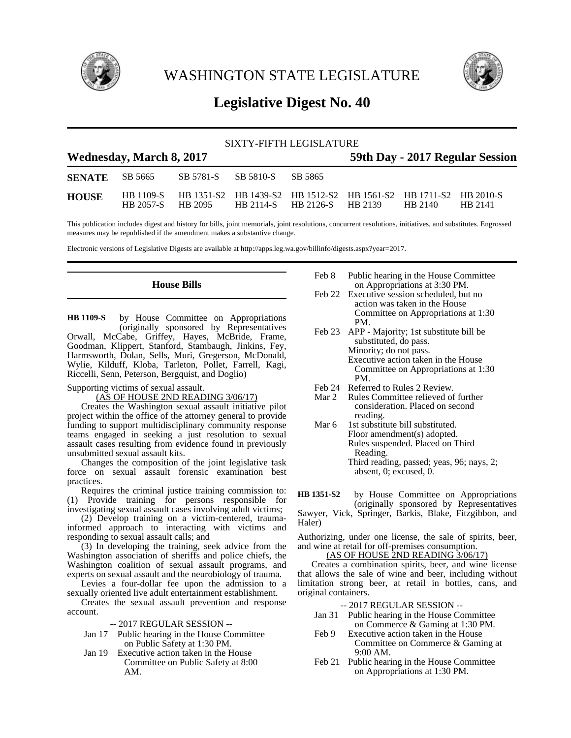# WASHINGTON STATE LEGISLATURE

## Legislative Digest No. 40

SIXTY-FIFTH LEGISLATURE

**Wednesday, March 8, 2017** **59th Day - 2017 Regular Session**

| | | | | | | | |
|---|---|---|---|---|---|---|---|
| **SENATE** | SB 5665 | SB 5781-S | SB 5810-S | SB 5865 | | | |
| **HOUSE** | HB 1109-S | HB 1351-S2 | HB 1439-S2 | HB 1512-S2 | HB 1561-S2 | HB 1711-S2 | HB 2010-S |
| | HB 2057-S | HB 2095 | HB 2114-S | HB 2126-S | HB 2139 | HB 2140 | HB 2141 |

This publication includes digest and history for bills, joint memorials, joint resolutions, concurrent resolutions, initiatives, and substitutes. Engrossed measures may be republished if the amendment makes a substantive change.

Electronic versions of Legislative Digests are available at http://apps.leg.wa.gov/billinfo/digests.aspx?year=2017.

## House Bills

**HB 1109-S** by House Committee on Appropriations (originally sponsored by Representatives Orwall, McCabe, Griffey, Hayes, McBride, Frame, Goodman, Klippert, Stanford, Stambaugh, Jinkins, Fey, Harmsworth, Dolan, Sells, Muri, Gregerson, McDonald, Wylie, Kilduff, Kloba, Tarleton, Pollet, Farrell, Kagi, Riccelli, Senn, Peterson, Bergquist, and Doglio)

Supporting victims of sexual assault.

(AS OF HOUSE 2ND READING 3/06/17)

Creates the Washington sexual assault initiative pilot project within the office of the attorney general to provide funding to support multidisciplinary community response teams engaged in seeking a just resolution to sexual assault cases resulting from evidence found in previously unsubmitted sexual assault kits.

Changes the composition of the joint legislative task force on sexual assault forensic examination best practices.

Requires the criminal justice training commission to: (1) Provide training for persons responsible for investigating sexual assault cases involving adult victims;

(2) Develop training on a victim-centered, trauma-informed approach to interacting with victims and responding to sexual assault calls; and

(3) In developing the training, seek advice from the Washington association of sheriffs and police chiefs, the Washington coalition of sexual assault programs, and experts on sexual assault and the neurobiology of trauma.

Levies a four-dollar fee upon the admission to a sexually oriented live adult entertainment establishment.

Creates the sexual assault prevention and response account.

-- 2017 REGULAR SESSION --

Jan 17 Public hearing in the House Committee on Public Safety at 1:30 PM.

Jan 19 Executive action taken in the House Committee on Public Safety at 8:00 AM.

Feb 8 Public hearing in the House Committee on Appropriations at 3:30 PM.

Feb 22 Executive session scheduled, but no action was taken in the House Committee on Appropriations at 1:30 PM.

Feb 23 APP - Majority; 1st substitute bill be substituted, do pass.
Minority; do not pass.
Executive action taken in the House Committee on Appropriations at 1:30 PM.

Feb 24 Referred to Rules 2 Review.

Mar 2 Rules Committee relieved of further consideration. Placed on second reading.

Mar 6 1st substitute bill substituted.
Floor amendment(s) adopted.
Rules suspended. Placed on Third Reading.
Third reading, passed; yeas, 96; nays, 2; absent, 0; excused, 0.

**HB 1351-S2** by House Committee on Appropriations (originally sponsored by Representatives Sawyer, Vick, Springer, Barkis, Blake, Fitzgibbon, and Haler)

Authorizing, under one license, the sale of spirits, beer, and wine at retail for off-premises consumption.

(AS OF HOUSE 2ND READING 3/06/17)

Creates a combination spirits, beer, and wine license that allows the sale of wine and beer, including without limitation strong beer, at retail in bottles, cans, and original containers.

-- 2017 REGULAR SESSION --

Jan 31 Public hearing in the House Committee on Commerce & Gaming at 1:30 PM.

Feb 9 Executive action taken in the House Committee on Commerce & Gaming at 9:00 AM.

Feb 21 Public hearing in the House Committee on Appropriations at 1:30 PM.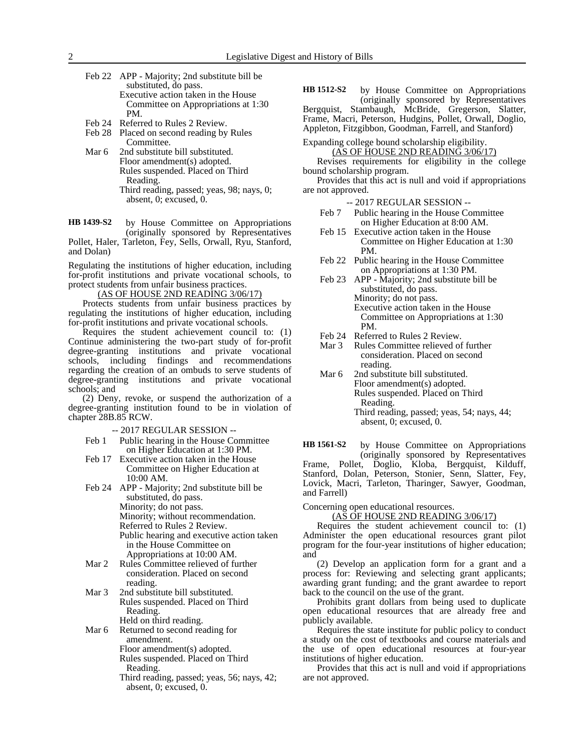Feb 22 APP - Majority; 2nd substitute bill be substituted, do pass.
Executive action taken in the House Committee on Appropriations at 1:30 PM.
Feb 24 Referred to Rules 2 Review.
Feb 28 Placed on second reading by Rules Committee.
Mar 6 2nd substitute bill substituted.
Floor amendment(s) adopted.
Rules suspended. Placed on Third Reading.
Third reading, passed; yeas, 98; nays, 0; absent, 0; excused, 0.

**HB 1439-S2** by House Committee on Appropriations (originally sponsored by Representatives Pollet, Haler, Tarleton, Fey, Sells, Orwall, Ryu, Stanford, and Dolan)

Regulating the institutions of higher education, including for-profit institutions and private vocational schools, to protect students from unfair business practices.

(AS OF HOUSE 2ND READING 3/06/17)

Protects students from unfair business practices by regulating the institutions of higher education, including for-profit institutions and private vocational schools.

Requires the student achievement council to: (1) Continue administering the two-part study of for-profit degree-granting institutions and private vocational schools, including findings and recommendations regarding the creation of an ombuds to serve students of degree-granting institutions and private vocational schools; and

(2) Deny, revoke, or suspend the authorization of a degree-granting institution found to be in violation of chapter 28B.85 RCW.

-- 2017 REGULAR SESSION --

Feb 1 Public hearing in the House Committee on Higher Education at 1:30 PM.
Feb 17 Executive action taken in the House Committee on Higher Education at 10:00 AM.
Feb 24 APP - Majority; 2nd substitute bill be substituted, do pass.
Minority; do not pass.
Minority; without recommendation.
Referred to Rules 2 Review.
Public hearing and executive action taken in the House Committee on Appropriations at 10:00 AM.
Mar 2 Rules Committee relieved of further consideration. Placed on second reading.
Mar 3 2nd substitute bill substituted.
Rules suspended. Placed on Third Reading.
Held on third reading.
Mar 6 Returned to second reading for amendment.
Floor amendment(s) adopted.
Rules suspended. Placed on Third Reading.
Third reading, passed; yeas, 56; nays, 42; absent, 0; excused, 0.

**HB 1512-S2** by House Committee on Appropriations (originally sponsored by Representatives Bergquist, Stambaugh, McBride, Gregerson, Slatter, Frame, Macri, Peterson, Hudgins, Pollet, Orwall, Doglio, Appleton, Fitzgibbon, Goodman, Farrell, and Stanford)

Expanding college bound scholarship eligibility.

(AS OF HOUSE 2ND READING 3/06/17)

Revises requirements for eligibility in the college bound scholarship program.

Provides that this act is null and void if appropriations are not approved.

-- 2017 REGULAR SESSION --

Feb 7 Public hearing in the House Committee on Higher Education at 8:00 AM.
Feb 15 Executive action taken in the House Committee on Higher Education at 1:30 PM.
Feb 22 Public hearing in the House Committee on Appropriations at 1:30 PM.
Feb 23 APP - Majority; 2nd substitute bill be substituted, do pass.
Minority; do not pass.
Executive action taken in the House Committee on Appropriations at 1:30 PM.
Feb 24 Referred to Rules 2 Review.
Mar 3 Rules Committee relieved of further consideration. Placed on second reading.
Mar 6 2nd substitute bill substituted.
Floor amendment(s) adopted.
Rules suspended. Placed on Third Reading.
Third reading, passed; yeas, 54; nays, 44; absent, 0; excused, 0.

**HB 1561-S2** by House Committee on Appropriations (originally sponsored by Representatives Frame, Pollet, Doglio, Kloba, Bergquist, Kilduff, Stanford, Dolan, Peterson, Stonier, Senn, Slatter, Fey, Lovick, Macri, Tarleton, Tharinger, Sawyer, Goodman, and Farrell)

Concerning open educational resources.

(AS OF HOUSE 2ND READING 3/06/17)

Requires the student achievement council to: (1) Administer the open educational resources grant pilot program for the four-year institutions of higher education; and

(2) Develop an application form for a grant and a process for: Reviewing and selecting grant applicants; awarding grant funding; and the grant awardee to report back to the council on the use of the grant.

Prohibits grant dollars from being used to duplicate open educational resources that are already free and publicly available.

Requires the state institute for public policy to conduct a study on the cost of textbooks and course materials and the use of open educational resources at four-year institutions of higher education.

Provides that this act is null and void if appropriations are not approved.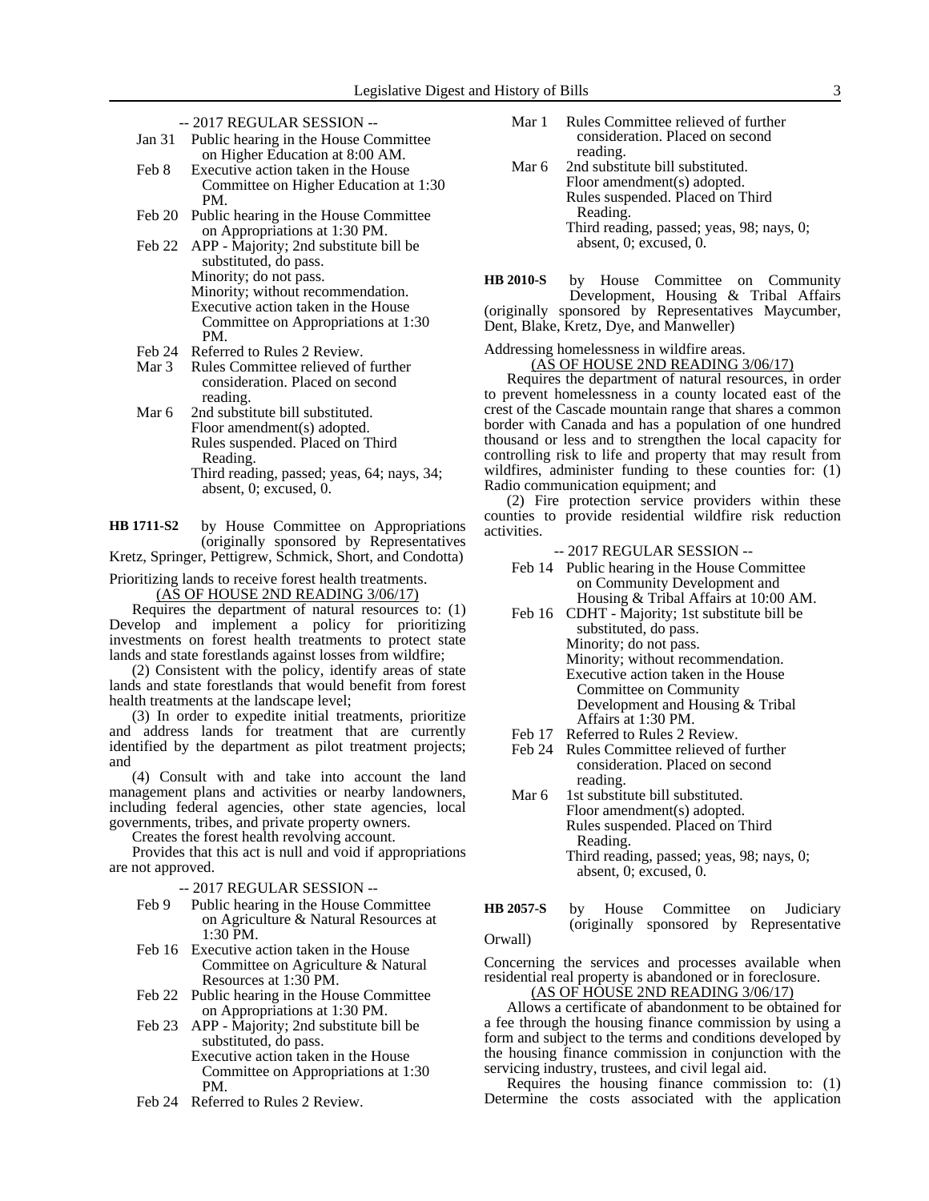-- 2017 REGULAR SESSION --

- Jan 31 Public hearing in the House Committee on Higher Education at 8:00 AM.
- Feb 8 Executive action taken in the House Committee on Higher Education at 1:30 PM.
- Feb 20 Public hearing in the House Committee on Appropriations at 1:30 PM.
- Feb 22 APP - Majority; 2nd substitute bill be substituted, do pass.
  Minority; do not pass.
  Minority; without recommendation.
  Executive action taken in the House Committee on Appropriations at 1:30 PM.
- Feb 24 Referred to Rules 2 Review.
- Mar 3 Rules Committee relieved of further consideration. Placed on second reading.
- Mar 6 2nd substitute bill substituted.
  Floor amendment(s) adopted.
  Rules suspended. Placed on Third Reading.
  Third reading, passed; yeas, 64; nays, 34; absent, 0; excused, 0.

**HB 1711-S2** by House Committee on Appropriations (originally sponsored by Representatives Kretz, Springer, Pettigrew, Schmick, Short, and Condotta)

Prioritizing lands to receive forest health treatments.

(AS OF HOUSE 2ND READING 3/06/17)

Requires the department of natural resources to: (1) Develop and implement a policy for prioritizing investments on forest health treatments to protect state lands and state forestlands against losses from wildfire;

(2) Consistent with the policy, identify areas of state lands and state forestlands that would benefit from forest health treatments at the landscape level;

(3) In order to expedite initial treatments, prioritize and address lands for treatment that are currently identified by the department as pilot treatment projects; and

(4) Consult with and take into account the land management plans and activities or nearby landowners, including federal agencies, other state agencies, local governments, tribes, and private property owners.

Creates the forest health revolving account.

Provides that this act is null and void if appropriations are not approved.

-- 2017 REGULAR SESSION --

- Feb 9 Public hearing in the House Committee on Agriculture & Natural Resources at 1:30 PM.
- Feb 16 Executive action taken in the House Committee on Agriculture & Natural Resources at 1:30 PM.
- Feb 22 Public hearing in the House Committee on Appropriations at 1:30 PM.
- Feb 23 APP - Majority; 2nd substitute bill be substituted, do pass.
  Executive action taken in the House Committee on Appropriations at 1:30 PM.
- Feb 24 Referred to Rules 2 Review.
- Mar 1 Rules Committee relieved of further consideration. Placed on second reading.
- Mar 6 2nd substitute bill substituted.
  Floor amendment(s) adopted.
  Rules suspended. Placed on Third Reading.
  Third reading, passed; yeas, 98; nays, 0; absent, 0; excused, 0.

**HB 2010-S** by House Committee on Community Development, Housing & Tribal Affairs (originally sponsored by Representatives Maycumber, Dent, Blake, Kretz, Dye, and Manweller)

Addressing homelessness in wildfire areas.

(AS OF HOUSE 2ND READING 3/06/17)

Requires the department of natural resources, in order to prevent homelessness in a county located east of the crest of the Cascade mountain range that shares a common border with Canada and has a population of one hundred thousand or less and to strengthen the local capacity for controlling risk to life and property that may result from wildfires, administer funding to these counties for: (1) Radio communication equipment; and

(2) Fire protection service providers within these counties to provide residential wildfire risk reduction activities.

-- 2017 REGULAR SESSION --

- Feb 14 Public hearing in the House Committee on Community Development and Housing & Tribal Affairs at 10:00 AM.
- Feb 16 CDHT - Majority; 1st substitute bill be substituted, do pass.
  Minority; do not pass.
  Minority; without recommendation.
  Executive action taken in the House Committee on Community Development and Housing & Tribal Affairs at 1:30 PM.
- Feb 17 Referred to Rules 2 Review.
- Feb 24 Rules Committee relieved of further consideration. Placed on second reading.
- Mar 6 1st substitute bill substituted.
  Floor amendment(s) adopted.
  Rules suspended. Placed on Third Reading.
  Third reading, passed; yeas, 98; nays, 0; absent, 0; excused, 0.

**HB 2057-S** by House Committee on Judiciary (originally sponsored by Representative Orwall)

Concerning the services and processes available when residential real property is abandoned or in foreclosure.

(AS OF HOUSE 2ND READING 3/06/17)

Allows a certificate of abandonment to be obtained for a fee through the housing finance commission by using a form and subject to the terms and conditions developed by the housing finance commission in conjunction with the servicing industry, trustees, and civil legal aid.

Requires the housing finance commission to: (1) Determine the costs associated with the application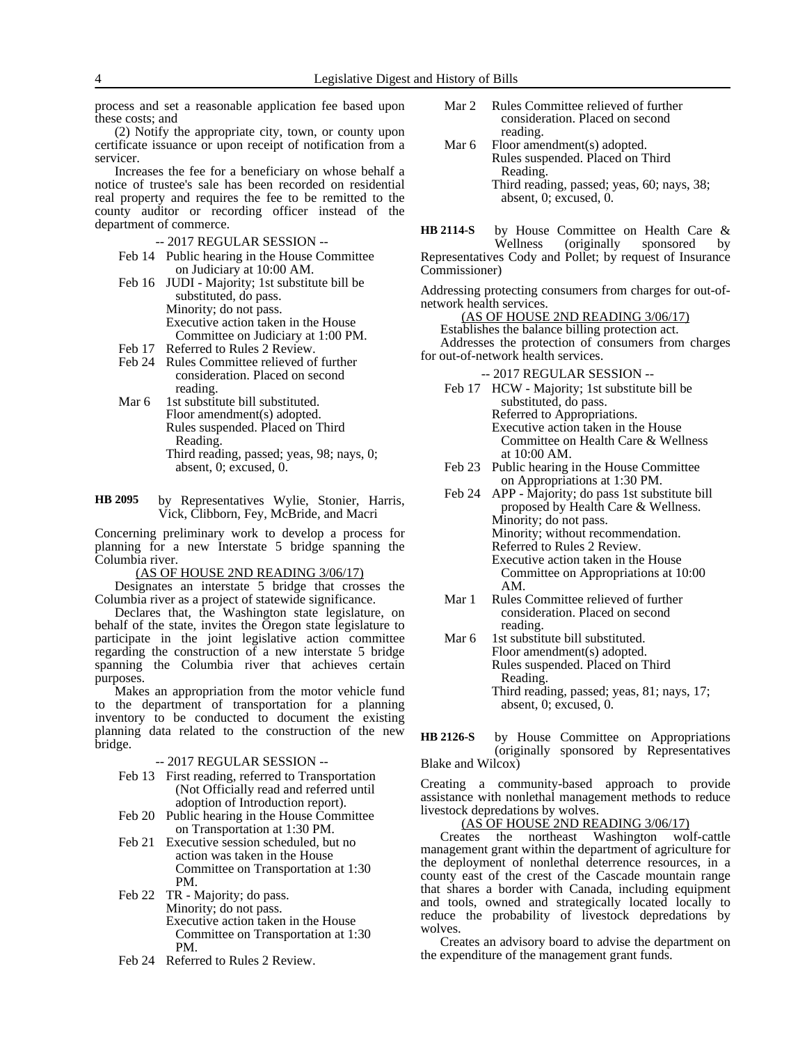process and set a reasonable application fee based upon these costs; and

(2) Notify the appropriate city, town, or county upon certificate issuance or upon receipt of notification from a servicer.

Increases the fee for a beneficiary on whose behalf a notice of trustee's sale has been recorded on residential real property and requires the fee to be remitted to the county auditor or recording officer instead of the department of commerce.

-- 2017 REGULAR SESSION --

Feb 14 Public hearing in the House Committee on Judiciary at 10:00 AM.

Feb 16 JUDI - Majority; 1st substitute bill be substituted, do pass.
Minority; do not pass.
Executive action taken in the House Committee on Judiciary at 1:00 PM.

Feb 17 Referred to Rules 2 Review.

Feb 24 Rules Committee relieved of further consideration. Placed on second reading.

Mar 6 1st substitute bill substituted.
Floor amendment(s) adopted.
Rules suspended. Placed on Third Reading.
Third reading, passed; yeas, 98; nays, 0; absent, 0; excused, 0.

**HB 2095** by Representatives Wylie, Stonier, Harris, Vick, Clibborn, Fey, McBride, and Macri

Concerning preliminary work to develop a process for planning for a new Interstate 5 bridge spanning the Columbia river.

(AS OF HOUSE 2ND READING 3/06/17)

Designates an interstate 5 bridge that crosses the Columbia river as a project of statewide significance.

Declares that, the Washington state legislature, on behalf of the state, invites the Oregon state legislature to participate in the joint legislative action committee regarding the construction of a new interstate 5 bridge spanning the Columbia river that achieves certain purposes.

Makes an appropriation from the motor vehicle fund to the department of transportation for a planning inventory to be conducted to document the existing planning data related to the construction of the new bridge.

-- 2017 REGULAR SESSION --

Feb 13 First reading, referred to Transportation (Not Officially read and referred until adoption of Introduction report).

Feb 20 Public hearing in the House Committee on Transportation at 1:30 PM.

Feb 21 Executive session scheduled, but no action was taken in the House Committee on Transportation at 1:30 PM.

Feb 22 TR - Majority; do pass.
Minority; do not pass.
Executive action taken in the House Committee on Transportation at 1:30 PM.

Feb 24 Referred to Rules 2 Review.

Mar 2 Rules Committee relieved of further consideration. Placed on second reading.

Mar 6 Floor amendment(s) adopted.
Rules suspended. Placed on Third Reading.
Third reading, passed; yeas, 60; nays, 38; absent, 0; excused, 0.

**HB 2114-S** by House Committee on Health Care & Wellness (originally sponsored by Representatives Cody and Pollet; by request of Insurance Commissioner)

Addressing protecting consumers from charges for out-of-network health services.

(AS OF HOUSE 2ND READING 3/06/17)

Establishes the balance billing protection act.

Addresses the protection of consumers from charges for out-of-network health services.

-- 2017 REGULAR SESSION --

Feb 17 HCW - Majority; 1st substitute bill be substituted, do pass.
Referred to Appropriations.
Executive action taken in the House Committee on Health Care & Wellness at 10:00 AM.

Feb 23 Public hearing in the House Committee on Appropriations at 1:30 PM.

Feb 24 APP - Majority; do pass 1st substitute bill proposed by Health Care & Wellness.
Minority; do not pass.
Minority; without recommendation.
Referred to Rules 2 Review.
Executive action taken in the House Committee on Appropriations at 10:00 AM.

Mar 1 Rules Committee relieved of further consideration. Placed on second reading.

Mar 6 1st substitute bill substituted.
Floor amendment(s) adopted.
Rules suspended. Placed on Third Reading.
Third reading, passed; yeas, 81; nays, 17; absent, 0; excused, 0.

**HB 2126-S** by House Committee on Appropriations (originally sponsored by Representatives Blake and Wilcox)

Creating a community-based approach to provide assistance with nonlethal management methods to reduce livestock depredations by wolves.

(AS OF HOUSE 2ND READING 3/06/17)

Creates the northeast Washington wolf-cattle management grant within the department of agriculture for the deployment of nonlethal deterrence resources, in a county east of the crest of the Cascade mountain range that shares a border with Canada, including equipment and tools, owned and strategically located locally to reduce the probability of livestock depredations by wolves.

Creates an advisory board to advise the department on the expenditure of the management grant funds.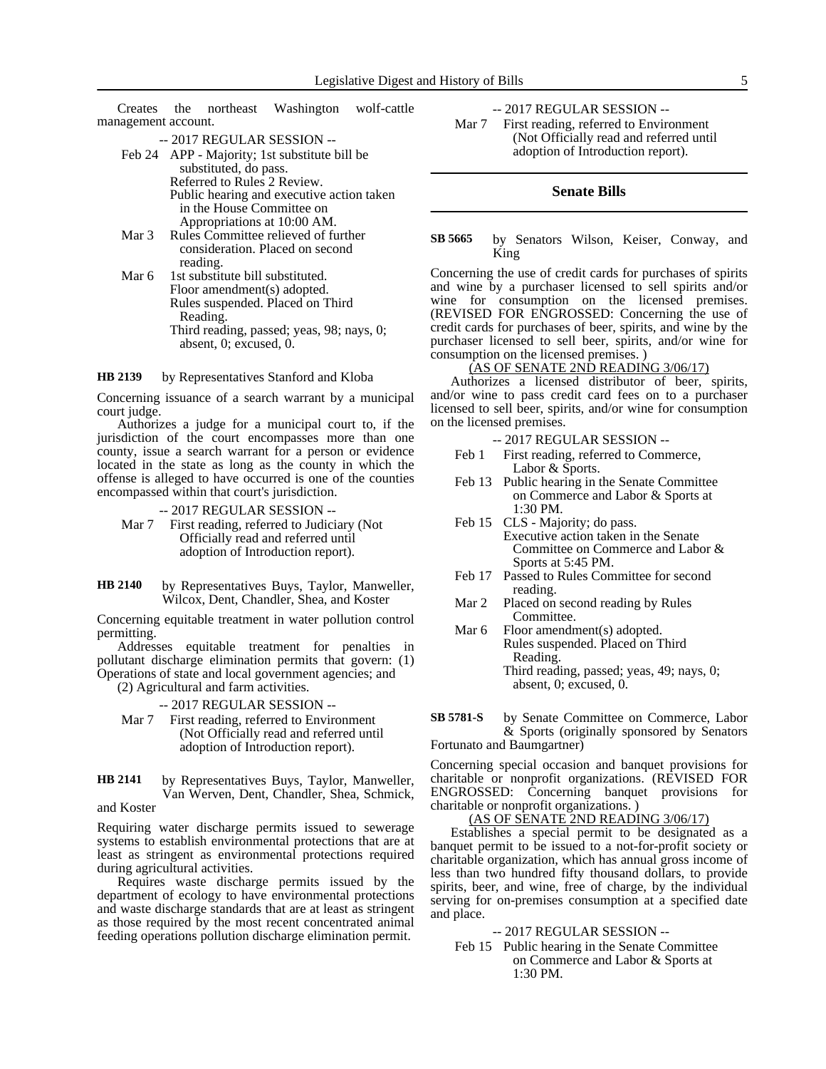Creates the northeast Washington wolf-cattle management account.

-- 2017 REGULAR SESSION --

Feb 24 APP - Majority; 1st substitute bill be substituted, do pass.
Referred to Rules 2 Review.
Public hearing and executive action taken in the House Committee on Appropriations at 10:00 AM.

Mar 3 Rules Committee relieved of further consideration. Placed on second reading.

Mar 6 1st substitute bill substituted.
Floor amendment(s) adopted.
Rules suspended. Placed on Third Reading.
Third reading, passed; yeas, 98; nays, 0; absent, 0; excused, 0.

**HB 2139** by Representatives Stanford and Kloba

Concerning issuance of a search warrant by a municipal court judge.

Authorizes a judge for a municipal court to, if the jurisdiction of the court encompasses more than one county, issue a search warrant for a person or evidence located in the state as long as the county in which the offense is alleged to have occurred is one of the counties encompassed within that court's jurisdiction.

-- 2017 REGULAR SESSION --

Mar 7 First reading, referred to Judiciary (Not Officially read and referred until adoption of Introduction report).

**HB 2140** by Representatives Buys, Taylor, Manweller, Wilcox, Dent, Chandler, Shea, and Koster

Concerning equitable treatment in water pollution control permitting.

Addresses equitable treatment for penalties in pollutant discharge elimination permits that govern: (1) Operations of state and local government agencies; and (2) Agricultural and farm activities.

-- 2017 REGULAR SESSION --

Mar 7 First reading, referred to Environment (Not Officially read and referred until adoption of Introduction report).

**HB 2141** by Representatives Buys, Taylor, Manweller, Van Werven, Dent, Chandler, Shea, Schmick, and Koster

Requiring water discharge permits issued to sewerage systems to establish environmental protections that are at least as stringent as environmental protections required during agricultural activities.

Requires waste discharge permits issued by the department of ecology to have environmental protections and waste discharge standards that are at least as stringent as those required by the most recent concentrated animal feeding operations pollution discharge elimination permit.

-- 2017 REGULAR SESSION --

Mar 7 First reading, referred to Environment (Not Officially read and referred until adoption of Introduction report).

## Senate Bills

**SB 5665** by Senators Wilson, Keiser, Conway, and King

Concerning the use of credit cards for purchases of spirits and wine by a purchaser licensed to sell spirits and/or wine for consumption on the licensed premises. (REVISED FOR ENGROSSED: Concerning the use of credit cards for purchases of beer, spirits, and wine by the purchaser licensed to sell beer, spirits, and/or wine for consumption on the licensed premises. )

(AS OF SENATE 2ND READING 3/06/17)

Authorizes a licensed distributor of beer, spirits, and/or wine to pass credit card fees on to a purchaser licensed to sell beer, spirits, and/or wine for consumption on the licensed premises.

-- 2017 REGULAR SESSION --

Feb 1 First reading, referred to Commerce, Labor & Sports.

Feb 13 Public hearing in the Senate Committee on Commerce and Labor & Sports at 1:30 PM.

Feb 15 CLS - Majority; do pass.
Executive action taken in the Senate Committee on Commerce and Labor & Sports at 5:45 PM.

Feb 17 Passed to Rules Committee for second reading.

Mar 2 Placed on second reading by Rules Committee.

Mar 6 Floor amendment(s) adopted.
Rules suspended. Placed on Third Reading.
Third reading, passed; yeas, 49; nays, 0; absent, 0; excused, 0.

**SB 5781-S** by Senate Committee on Commerce, Labor & Sports (originally sponsored by Senators Fortunato and Baumgartner)

Concerning special occasion and banquet provisions for charitable or nonprofit organizations. (REVISED FOR ENGROSSED: Concerning banquet provisions for charitable or nonprofit organizations. )

(AS OF SENATE 2ND READING 3/06/17)

Establishes a special permit to be designated as a banquet permit to be issued to a not-for-profit society or charitable organization, which has annual gross income of less than two hundred fifty thousand dollars, to provide spirits, beer, and wine, free of charge, by the individual serving for on-premises consumption at a specified date and place.

-- 2017 REGULAR SESSION --

Feb 15 Public hearing in the Senate Committee on Commerce and Labor & Sports at 1:30 PM.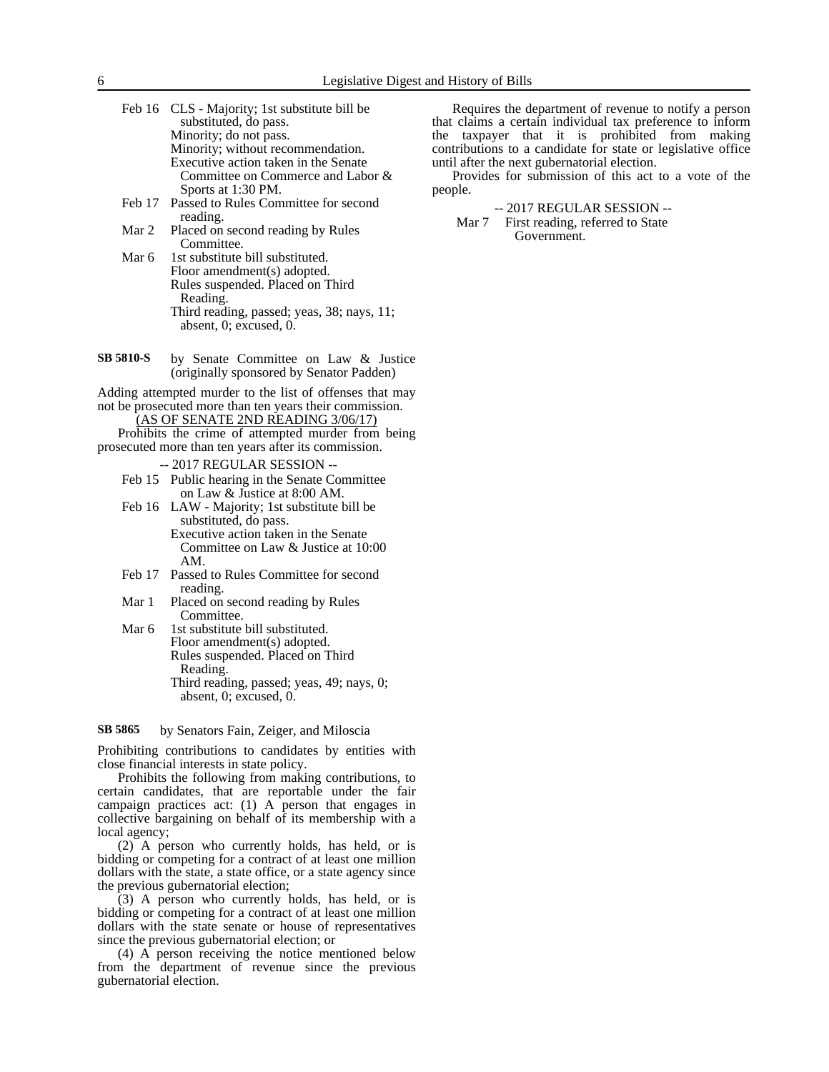Feb 16 CLS - Majority; 1st substitute bill be substituted, do pass.
Minority; do not pass.
Minority; without recommendation.
Executive action taken in the Senate Committee on Commerce and Labor & Sports at 1:30 PM.

Feb 17 Passed to Rules Committee for second reading.

Mar 2 Placed on second reading by Rules Committee.

Mar 6 1st substitute bill substituted.
Floor amendment(s) adopted.
Rules suspended. Placed on Third Reading.
Third reading, passed; yeas, 38; nays, 11; absent, 0; excused, 0.

**SB 5810-S** by Senate Committee on Law & Justice (originally sponsored by Senator Padden)

Adding attempted murder to the list of offenses that may not be prosecuted more than ten years their commission.

(AS OF SENATE 2ND READING 3/06/17)

Prohibits the crime of attempted murder from being prosecuted more than ten years after its commission.

-- 2017 REGULAR SESSION --

Feb 15 Public hearing in the Senate Committee on Law & Justice at 8:00 AM.

Feb 16 LAW - Majority; 1st substitute bill be substituted, do pass.
Executive action taken in the Senate Committee on Law & Justice at 10:00 AM.

Feb 17 Passed to Rules Committee for second reading.

Mar 1 Placed on second reading by Rules Committee.

Mar 6 1st substitute bill substituted.
Floor amendment(s) adopted.
Rules suspended. Placed on Third Reading.
Third reading, passed; yeas, 49; nays, 0; absent, 0; excused, 0.

**SB 5865** by Senators Fain, Zeiger, and Miloscia

Prohibiting contributions to candidates by entities with close financial interests in state policy.

Prohibits the following from making contributions, to certain candidates, that are reportable under the fair campaign practices act: (1) A person that engages in collective bargaining on behalf of its membership with a local agency;

(2) A person who currently holds, has held, or is bidding or competing for a contract of at least one million dollars with the state, a state office, or a state agency since the previous gubernatorial election;

(3) A person who currently holds, has held, or is bidding or competing for a contract of at least one million dollars with the state senate or house of representatives since the previous gubernatorial election; or

(4) A person receiving the notice mentioned below from the department of revenue since the previous gubernatorial election.

Requires the department of revenue to notify a person that claims a certain individual tax preference to inform the taxpayer that it is prohibited from making contributions to a candidate for state or legislative office until after the next gubernatorial election.

Provides for submission of this act to a vote of the people.

-- 2017 REGULAR SESSION --

Mar 7 First reading, referred to State Government.